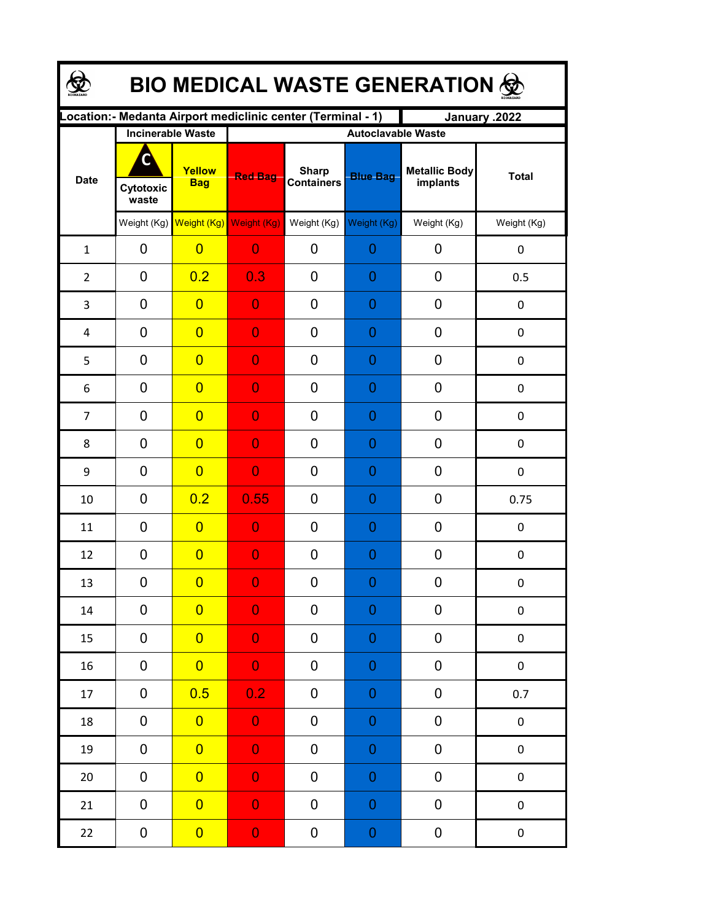# BIO MEDICAL WASTE GENERATION

| Location:- Medanta Airport mediclinic center (Terminal - 1) | | | | | | | January .2022 |
|---|---|---|---|---|---|---|---|
| Date | Incinerable Waste | | Autoclavable Waste | | | | |
| | Cytotoxic waste | Yellow Bag | Red Bag | Sharp Containers | Blue Bag | Metallic Body implants | Total |
| | Weight (Kg) | Weight (Kg) | Weight (Kg) | Weight (Kg) | Weight (Kg) | Weight (Kg) | Weight (Kg) |
| 1 | 0 | 0 | 0 | 0 | 0 | 0 | 0 |
| 2 | 0 | 0.2 | 0.3 | 0 | 0 | 0 | 0.5 |
| 3 | 0 | 0 | 0 | 0 | 0 | 0 | 0 |
| 4 | 0 | 0 | 0 | 0 | 0 | 0 | 0 |
| 5 | 0 | 0 | 0 | 0 | 0 | 0 | 0 |
| 6 | 0 | 0 | 0 | 0 | 0 | 0 | 0 |
| 7 | 0 | 0 | 0 | 0 | 0 | 0 | 0 |
| 8 | 0 | 0 | 0 | 0 | 0 | 0 | 0 |
| 9 | 0 | 0 | 0 | 0 | 0 | 0 | 0 |
| 10 | 0 | 0.2 | 0.55 | 0 | 0 | 0 | 0.75 |
| 11 | 0 | 0 | 0 | 0 | 0 | 0 | 0 |
| 12 | 0 | 0 | 0 | 0 | 0 | 0 | 0 |
| 13 | 0 | 0 | 0 | 0 | 0 | 0 | 0 |
| 14 | 0 | 0 | 0 | 0 | 0 | 0 | 0 |
| 15 | 0 | 0 | 0 | 0 | 0 | 0 | 0 |
| 16 | 0 | 0 | 0 | 0 | 0 | 0 | 0 |
| 17 | 0 | 0.5 | 0.2 | 0 | 0 | 0 | 0.7 |
| 18 | 0 | 0 | 0 | 0 | 0 | 0 | 0 |
| 19 | 0 | 0 | 0 | 0 | 0 | 0 | 0 |
| 20 | 0 | 0 | 0 | 0 | 0 | 0 | 0 |
| 21 | 0 | 0 | 0 | 0 | 0 | 0 | 0 |
| 22 | 0 | 0 | 0 | 0 | 0 | 0 | 0 |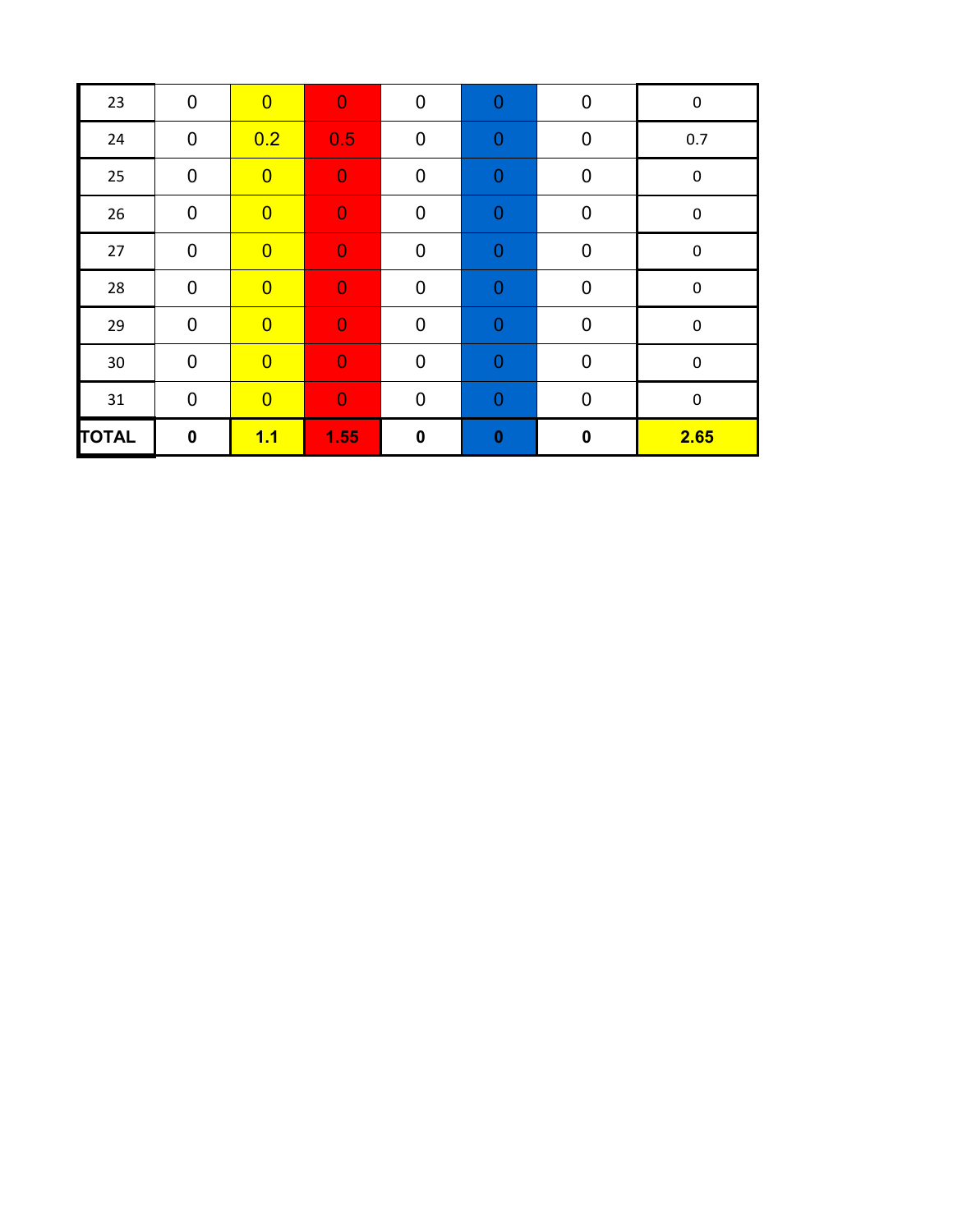| | | | | | | | |
|---|---|---|---|---|---|---|---|
| 23 | 0 | 0 | 0 | 0 | 0 | 0 | 0 |
| 24 | 0 | 0.2 | 0.5 | 0 | 0 | 0 | 0.7 |
| 25 | 0 | 0 | 0 | 0 | 0 | 0 | 0 |
| 26 | 0 | 0 | 0 | 0 | 0 | 0 | 0 |
| 27 | 0 | 0 | 0 | 0 | 0 | 0 | 0 |
| 28 | 0 | 0 | 0 | 0 | 0 | 0 | 0 |
| 29 | 0 | 0 | 0 | 0 | 0 | 0 | 0 |
| 30 | 0 | 0 | 0 | 0 | 0 | 0 | 0 |
| 31 | 0 | 0 | 0 | 0 | 0 | 0 | 0 |
| **TOTAL** | **0** | **1.1** | **1.55** | **0** | **0** | **0** | **2.65** |